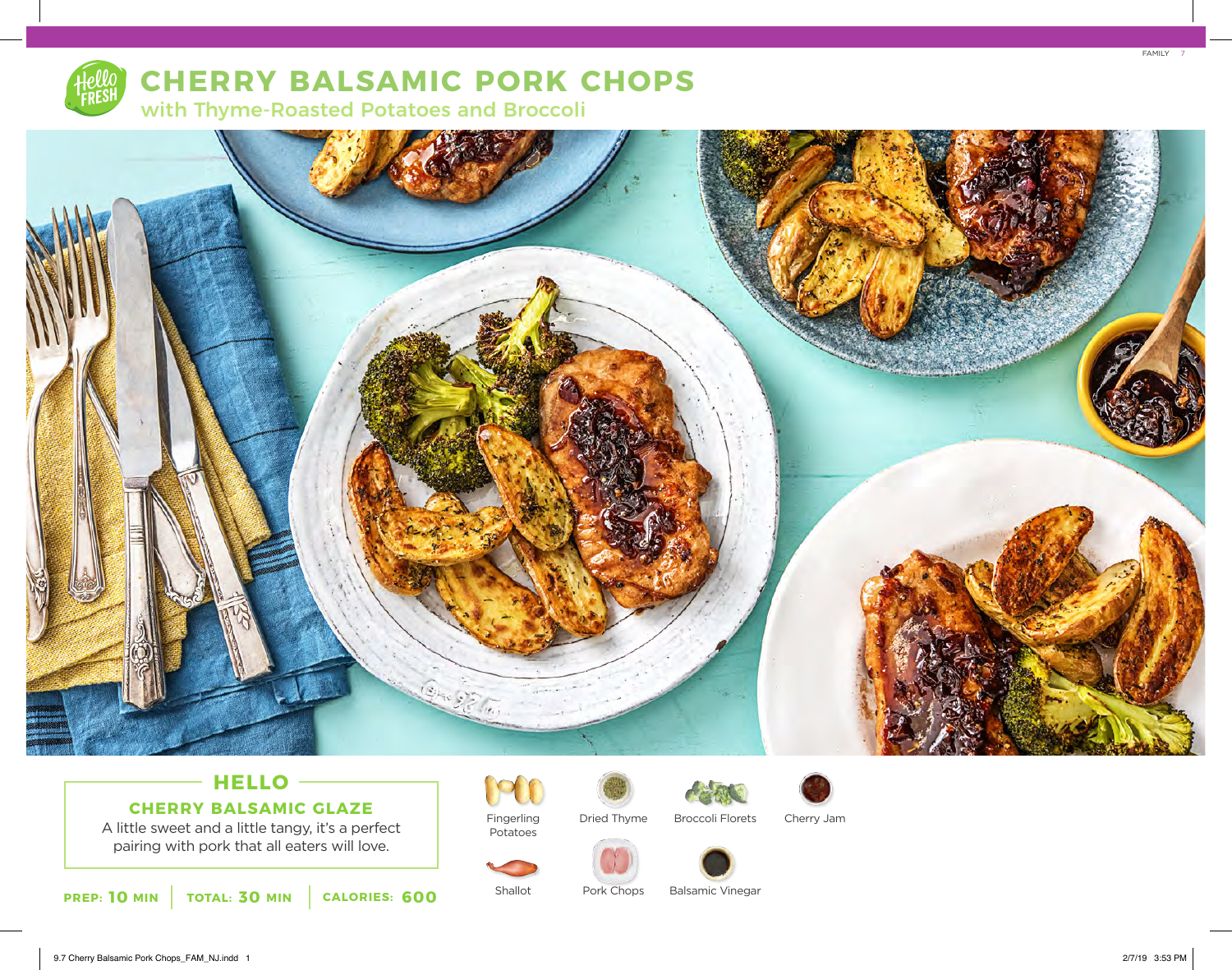# CHERRY BALSAMIC PORK CHOPS

## with Thyme-Roasted Potatoes and Broccoli

## HELLO

### CHERRY BALSAMIC GLAZE

A little sweet and a little tangy, it's a perfect pairing with pork that all eaters will love.

**PREP:** 10 MIN | **TOTAL:** 30 MIN | **CALORIES:** 600

- Fingerling Potatoes
- Dried Thyme
- Broccoli Florets
- Cherry Jam
- Shallot
- Pork Chops
- Balsamic Vinegar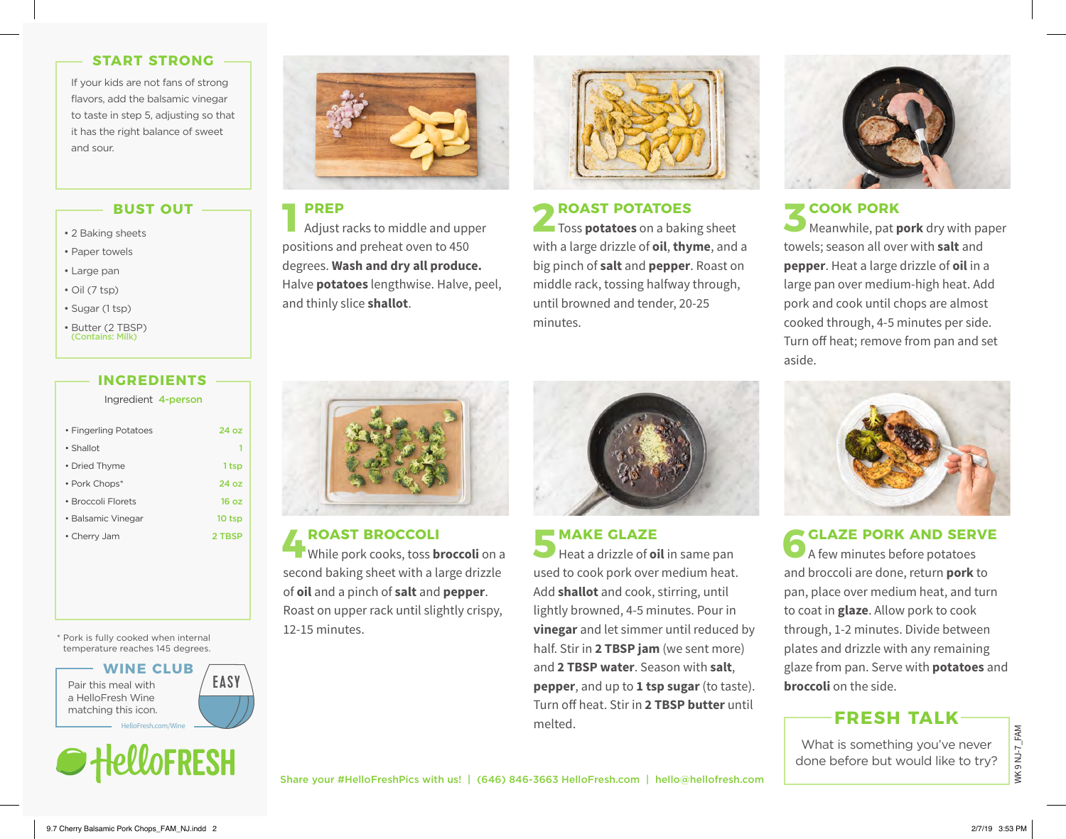## START STRONG

If your kids are not fans of strong flavors, add the balsamic vinegar to taste in step 5, adjusting so that it has the right balance of sweet and sour.

## BUST OUT

- 2 Baking sheets
- Paper towels
- Large pan
- Oil (7 tsp)
- Sugar (1 tsp)
- Butter (2 TBSP) (Contains: Milk)

## INGREDIENTS

| Ingredient | 4-person |
| --- | --- |
| Fingerling Potatoes | 24 oz |
| Shallot | 1 |
| Dried Thyme | 1 tsp |
| Pork Chops* | 24 oz |
| Broccoli Florets | 16 oz |
| Balsamic Vinegar | 10 tsp |
| Cherry Jam | 2 TBSP |

\* Pork is fully cooked when internal temperature reaches 145 degrees.

## WINE CLUB

Pair this meal with a HelloFresh Wine matching this icon.

EASY

HelloFresh.com/Wine

HelloFRESH

## 1 PREP

Adjust racks to middle and upper positions and preheat oven to 450 degrees. **Wash and dry all produce.** Halve **potatoes** lengthwise. Halve, peel, and thinly slice **shallot**.

## 2 ROAST POTATOES

Toss **potatoes** on a baking sheet with a large drizzle of **oil**, **thyme**, and a big pinch of **salt** and **pepper**. Roast on middle rack, tossing halfway through, until browned and tender, 20-25 minutes.

## 3 COOK PORK

Meanwhile, pat **pork** dry with paper towels; season all over with **salt** and **pepper**. Heat a large drizzle of **oil** in a large pan over medium-high heat. Add pork and cook until chops are almost cooked through, 4-5 minutes per side. Turn off heat; remove from pan and set aside.

## 4 ROAST BROCCOLI

While pork cooks, toss **broccoli** on a second baking sheet with a large drizzle of **oil** and a pinch of **salt** and **pepper**. Roast on upper rack until slightly crispy, 12-15 minutes.

## 5 MAKE GLAZE

Heat a drizzle of **oil** in same pan used to cook pork over medium heat. Add **shallot** and cook, stirring, until lightly browned, 4-5 minutes. Pour in **vinegar** and let simmer until reduced by half. Stir in **2 TBSP jam** (we sent more) and **2 TBSP water**. Season with **salt**, **pepper**, and up to **1 tsp sugar** (to taste). Turn off heat. Stir in **2 TBSP butter** until melted.

## 6 GLAZE PORK AND SERVE

A few minutes before potatoes and broccoli are done, return **pork** to pan, place over medium heat, and turn to coat in **glaze**. Allow pork to cook through, 1-2 minutes. Divide between plates and drizzle with any remaining glaze from pan. Serve with **potatoes** and **broccoli** on the side.

## FRESH TALK

What is something you've never done before but would like to try?

Share your #HelloFreshPics with us! | (646) 846-3663 HelloFresh.com | hello@hellofresh.com

WK 9 NJ-7_FAM